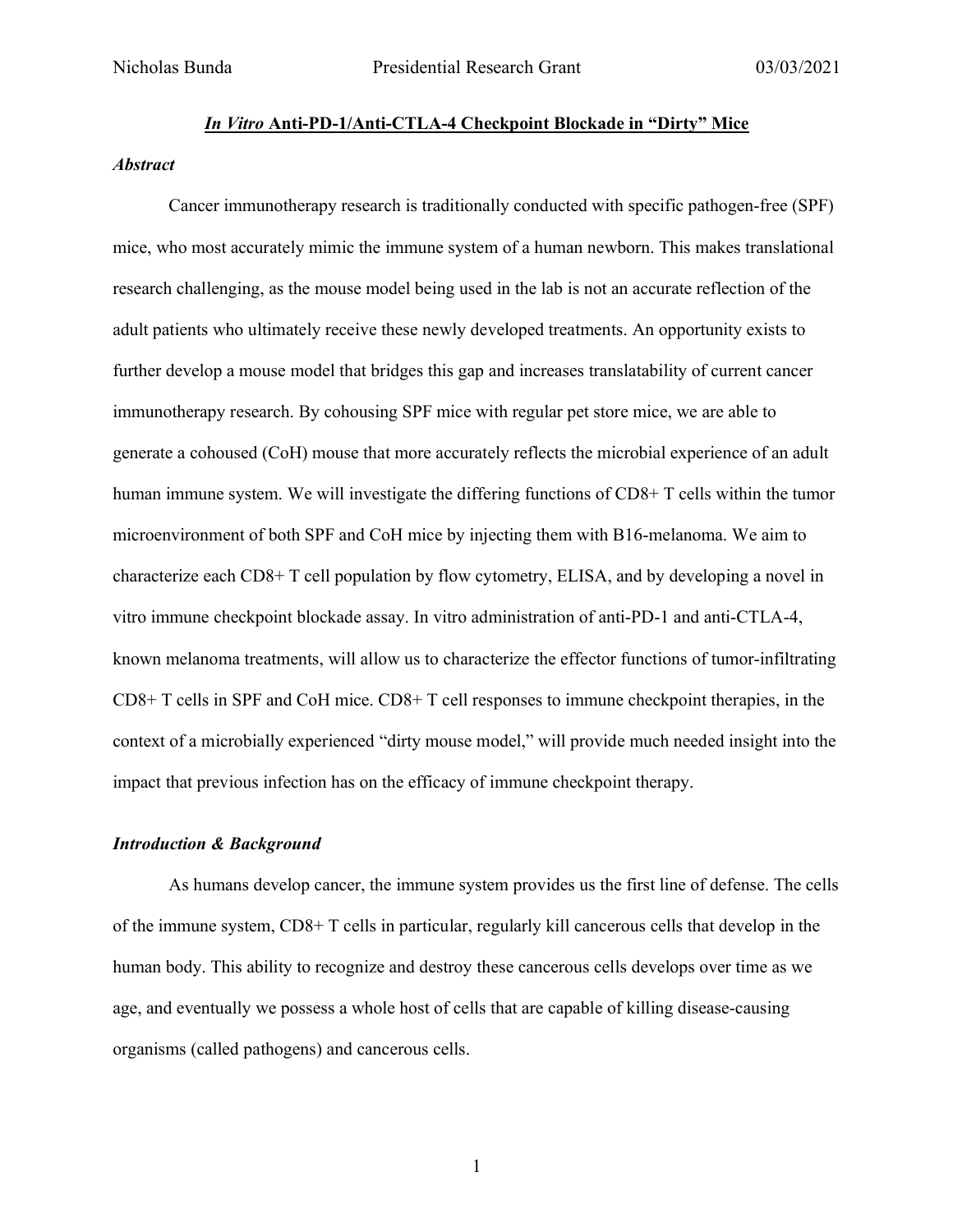# *In Vitro* Anti-PD-1/Anti-CTLA-4 Checkpoint Blockade in "Dirty" Mice

### *Abstract*

Cancer immunotherapy research is traditionally conducted with specific pathogen-free (SPF) mice, who most accurately mimic the immune system of a human newborn. This makes translational research challenging, as the mouse model being used in the lab is not an accurate reflection of the adult patients who ultimately receive these newly developed treatments. An opportunity exists to further develop a mouse model that bridges this gap and increases translatability of current cancer immunotherapy research. By cohousing SPF mice with regular pet store mice, we are able to generate a cohoused (CoH) mouse that more accurately reflects the microbial experience of an adult human immune system. We will investigate the differing functions of CD8+ T cells within the tumor microenvironment of both SPF and CoH mice by injecting them with B16-melanoma. We aim to characterize each CD8+ T cell population by flow cytometry, ELISA, and by developing a novel in vitro immune checkpoint blockade assay. In vitro administration of anti-PD-1 and anti-CTLA-4, known melanoma treatments, will allow us to characterize the effector functions of tumor-infiltrating CD8+ T cells in SPF and CoH mice. CD8+ T cell responses to immune checkpoint therapies, in the context of a microbially experienced "dirty mouse model," will provide much needed insight into the impact that previous infection has on the efficacy of immune checkpoint therapy.

### *Introduction & Background*

As humans develop cancer, the immune system provides us the first line of defense. The cells of the immune system, CD8+ T cells in particular, regularly kill cancerous cells that develop in the human body. This ability to recognize and destroy these cancerous cells develops over time as we age, and eventually we possess a whole host of cells that are capable of killing disease-causing organisms (called pathogens) and cancerous cells.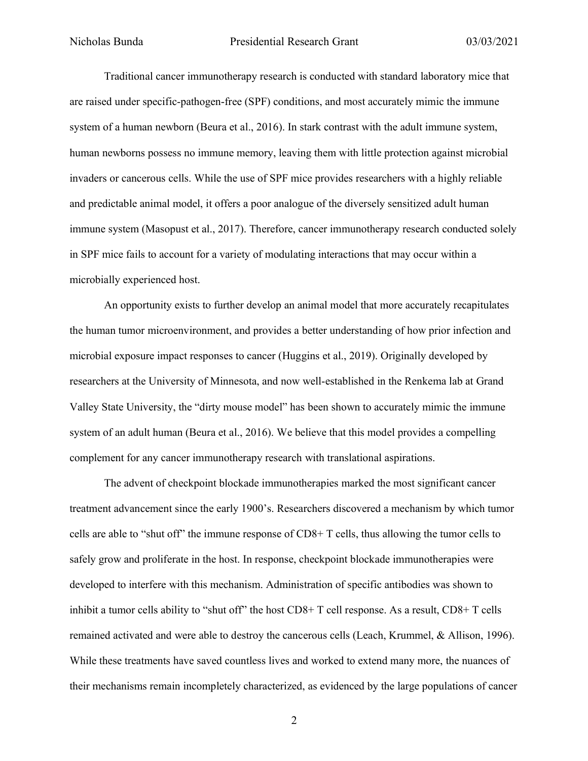Traditional cancer immunotherapy research is conducted with standard laboratory mice that are raised under specific-pathogen-free (SPF) conditions, and most accurately mimic the immune system of a human newborn (Beura et al., 2016). In stark contrast with the adult immune system, human newborns possess no immune memory, leaving them with little protection against microbial invaders or cancerous cells. While the use of SPF mice provides researchers with a highly reliable and predictable animal model, it offers a poor analogue of the diversely sensitized adult human immune system (Masopust et al., 2017). Therefore, cancer immunotherapy research conducted solely in SPF mice fails to account for a variety of modulating interactions that may occur within a microbially experienced host.

An opportunity exists to further develop an animal model that more accurately recapitulates the human tumor microenvironment, and provides a better understanding of how prior infection and microbial exposure impact responses to cancer (Huggins et al., 2019). Originally developed by researchers at the University of Minnesota, and now well-established in the Renkema lab at Grand Valley State University, the "dirty mouse model" has been shown to accurately mimic the immune system of an adult human (Beura et al., 2016). We believe that this model provides a compelling complement for any cancer immunotherapy research with translational aspirations.

The advent of checkpoint blockade immunotherapies marked the most significant cancer treatment advancement since the early 1900's. Researchers discovered a mechanism by which tumor cells are able to "shut off" the immune response of CD8+ T cells, thus allowing the tumor cells to safely grow and proliferate in the host. In response, checkpoint blockade immunotherapies were developed to interfere with this mechanism. Administration of specific antibodies was shown to inhibit a tumor cells ability to "shut off" the host CD8+ T cell response. As a result, CD8+ T cells remained activated and were able to destroy the cancerous cells (Leach, Krummel, & Allison, 1996). While these treatments have saved countless lives and worked to extend many more, the nuances of their mechanisms remain incompletely characterized, as evidenced by the large populations of cancer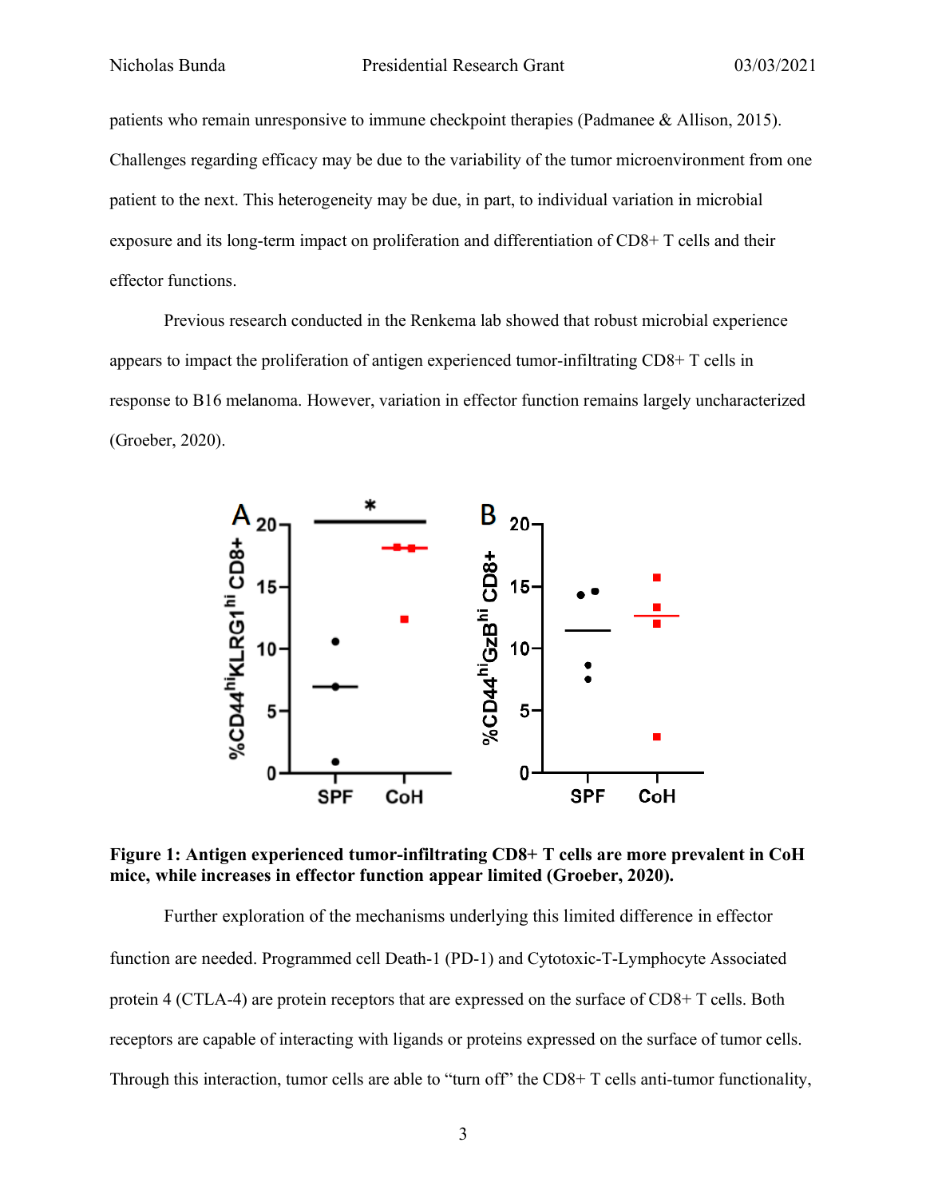patients who remain unresponsive to immune checkpoint therapies (Padmanee & Allison, 2015). Challenges regarding efficacy may be due to the variability of the tumor microenvironment from one patient to the next. This heterogeneity may be due, in part, to individual variation in microbial exposure and its long-term impact on proliferation and differentiation of CD8+ T cells and their effector functions.

Previous research conducted in the Renkema lab showed that robust microbial experience appears to impact the proliferation of antigen experienced tumor-infiltrating CD8+ T cells in response to B16 melanoma. However, variation in effector function remains largely uncharacterized (Groeber, 2020).

A

*

%CD44$^{hi}$KLRG1$^{hi}$ CD8+

20
15
10
5
0

SPF CoH

B

%CD44$^{hi}$GzB$^{hi}$ CD8+

20
15
10
5
0

SPF CoH

**Figure 1: Antigen experienced tumor-infiltrating CD8+ T cells are more prevalent in CoH mice, while increases in effector function appear limited (Groeber, 2020).**

Further exploration of the mechanisms underlying this limited difference in effector function are needed. Programmed cell Death-1 (PD-1) and Cytotoxic-T-Lymphocyte Associated protein 4 (CTLA-4) are protein receptors that are expressed on the surface of CD8+ T cells. Both receptors are capable of interacting with ligands or proteins expressed on the surface of tumor cells. Through this interaction, tumor cells are able to "turn off" the CD8+ T cells anti-tumor functionality,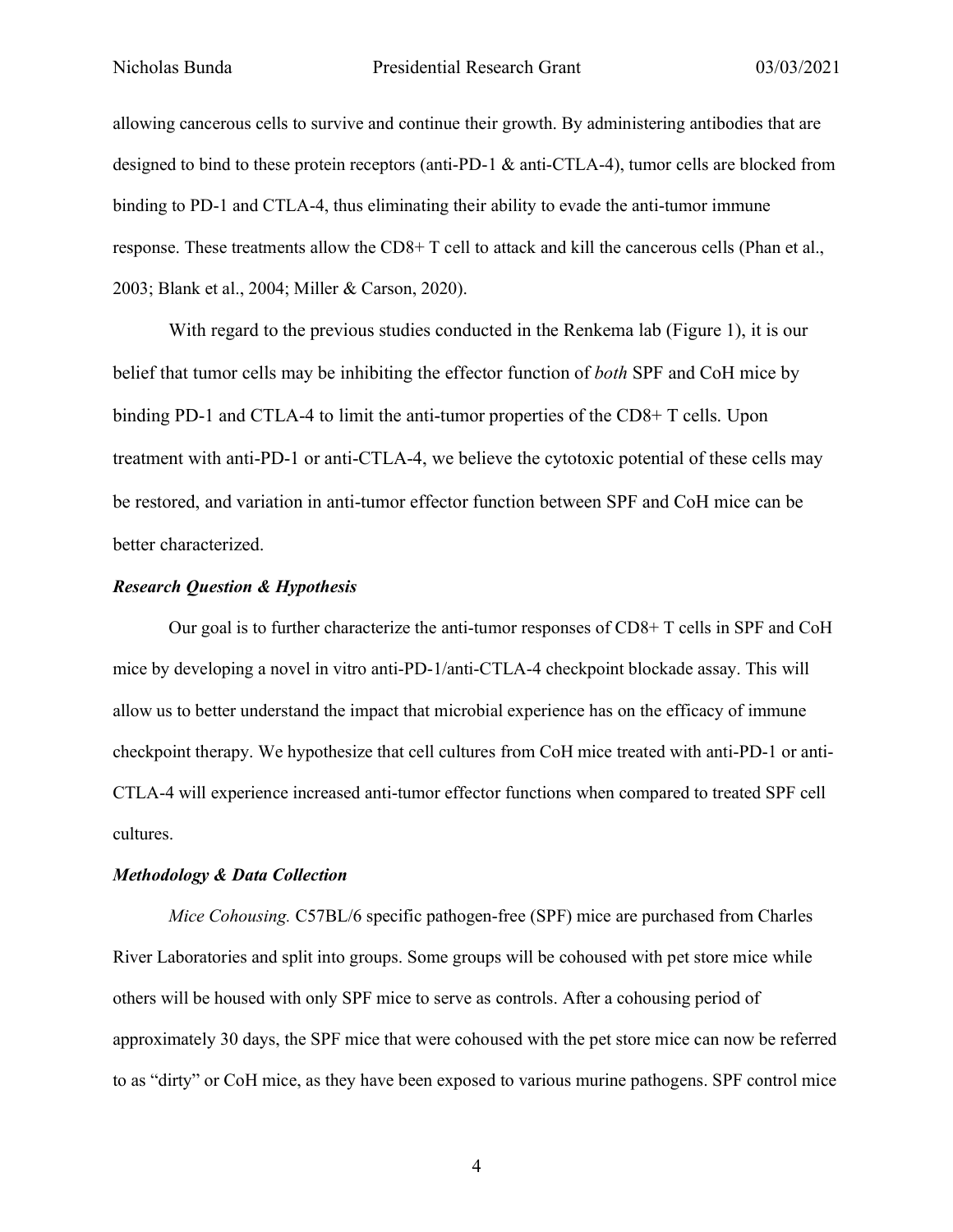allowing cancerous cells to survive and continue their growth. By administering antibodies that are designed to bind to these protein receptors (anti-PD-1 & anti-CTLA-4), tumor cells are blocked from binding to PD-1 and CTLA-4, thus eliminating their ability to evade the anti-tumor immune response. These treatments allow the CD8+ T cell to attack and kill the cancerous cells (Phan et al., 2003; Blank et al., 2004; Miller & Carson, 2020).

With regard to the previous studies conducted in the Renkema lab (Figure 1), it is our belief that tumor cells may be inhibiting the effector function of *both* SPF and CoH mice by binding PD-1 and CTLA-4 to limit the anti-tumor properties of the CD8+ T cells. Upon treatment with anti-PD-1 or anti-CTLA-4, we believe the cytotoxic potential of these cells may be restored, and variation in anti-tumor effector function between SPF and CoH mice can be better characterized.

### *Research Question & Hypothesis*

Our goal is to further characterize the anti-tumor responses of CD8+ T cells in SPF and CoH mice by developing a novel in vitro anti-PD-1/anti-CTLA-4 checkpoint blockade assay. This will allow us to better understand the impact that microbial experience has on the efficacy of immune checkpoint therapy. We hypothesize that cell cultures from CoH mice treated with anti-PD-1 or anti-CTLA-4 will experience increased anti-tumor effector functions when compared to treated SPF cell cultures.

### *Methodology & Data Collection*

*Mice Cohousing.* C57BL/6 specific pathogen-free (SPF) mice are purchased from Charles River Laboratories and split into groups. Some groups will be cohoused with pet store mice while others will be housed with only SPF mice to serve as controls. After a cohousing period of approximately 30 days, the SPF mice that were cohoused with the pet store mice can now be referred to as "dirty" or CoH mice, as they have been exposed to various murine pathogens. SPF control mice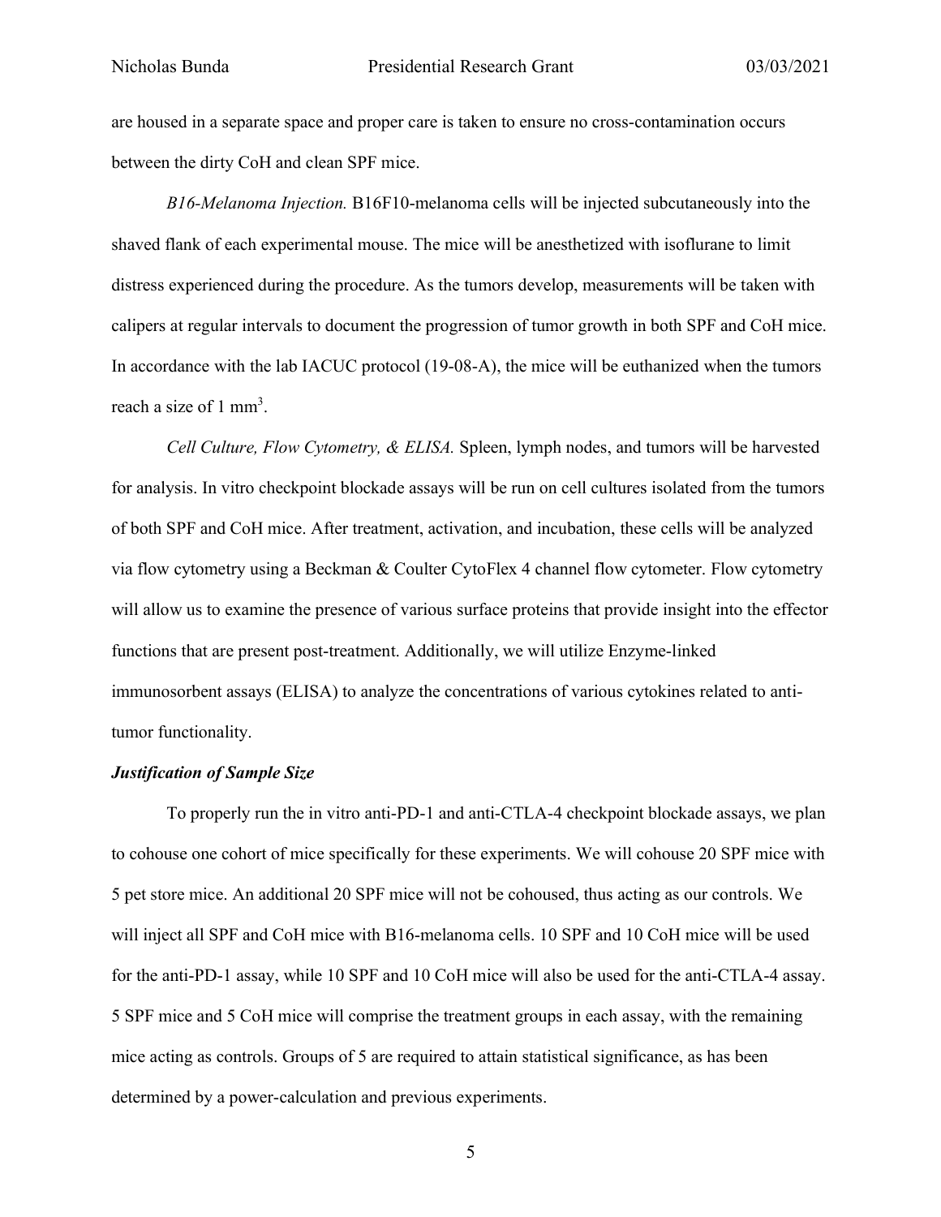are housed in a separate space and proper care is taken to ensure no cross-contamination occurs between the dirty CoH and clean SPF mice.

*B16-Melanoma Injection.* B16F10-melanoma cells will be injected subcutaneously into the shaved flank of each experimental mouse. The mice will be anesthetized with isoflurane to limit distress experienced during the procedure. As the tumors develop, measurements will be taken with calipers at regular intervals to document the progression of tumor growth in both SPF and CoH mice. In accordance with the lab IACUC protocol (19-08-A), the mice will be euthanized when the tumors reach a size of 1 $mm^3$.

*Cell Culture, Flow Cytometry, & ELISA.* Spleen, lymph nodes, and tumors will be harvested for analysis. In vitro checkpoint blockade assays will be run on cell cultures isolated from the tumors of both SPF and CoH mice. After treatment, activation, and incubation, these cells will be analyzed via flow cytometry using a Beckman & Coulter CytoFlex 4 channel flow cytometer. Flow cytometry will allow us to examine the presence of various surface proteins that provide insight into the effector functions that are present post-treatment. Additionally, we will utilize Enzyme-linked immunosorbent assays (ELISA) to analyze the concentrations of various cytokines related to anti-tumor functionality.

***Justification of Sample Size***

To properly run the in vitro anti-PD-1 and anti-CTLA-4 checkpoint blockade assays, we plan to cohouse one cohort of mice specifically for these experiments. We will cohouse 20 SPF mice with 5 pet store mice. An additional 20 SPF mice will not be cohoused, thus acting as our controls. We will inject all SPF and CoH mice with B16-melanoma cells. 10 SPF and 10 CoH mice will be used for the anti-PD-1 assay, while 10 SPF and 10 CoH mice will also be used for the anti-CTLA-4 assay. 5 SPF mice and 5 CoH mice will comprise the treatment groups in each assay, with the remaining mice acting as controls. Groups of 5 are required to attain statistical significance, as has been determined by a power-calculation and previous experiments.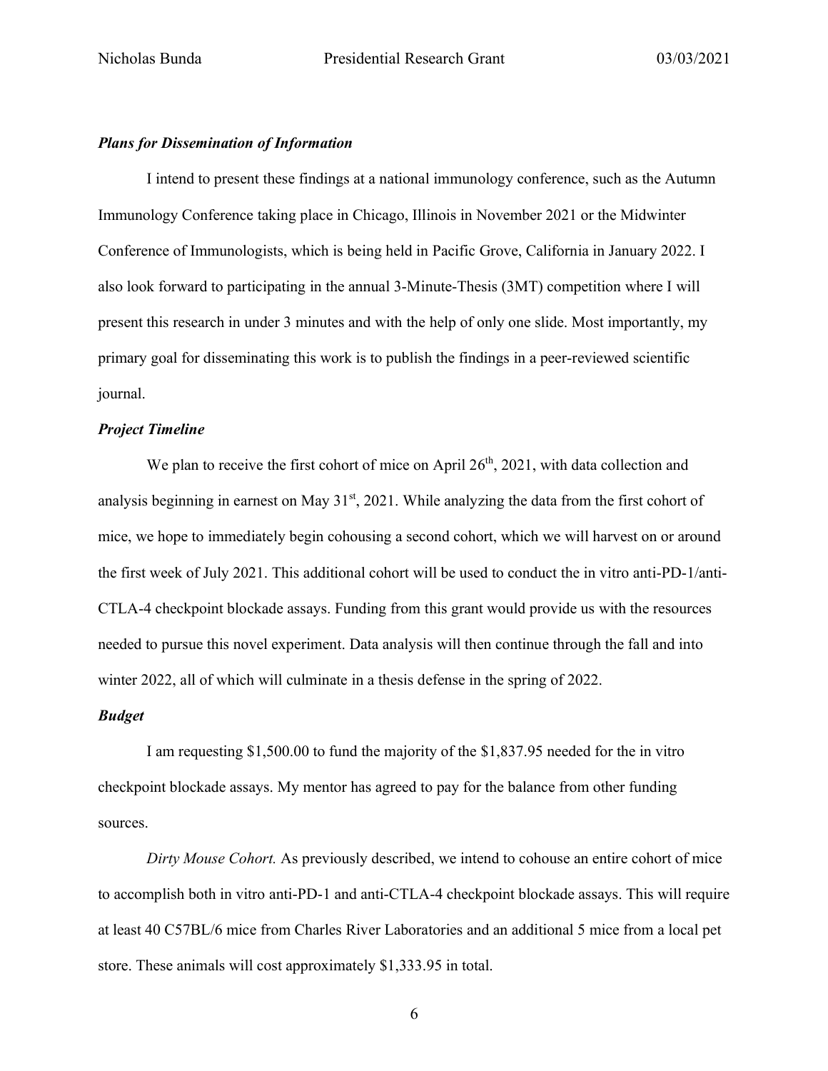### *Plans for Dissemination of Information*

I intend to present these findings at a national immunology conference, such as the Autumn Immunology Conference taking place in Chicago, Illinois in November 2021 or the Midwinter Conference of Immunologists, which is being held in Pacific Grove, California in January 2022. I also look forward to participating in the annual 3-Minute-Thesis (3MT) competition where I will present this research in under 3 minutes and with the help of only one slide. Most importantly, my primary goal for disseminating this work is to publish the findings in a peer-reviewed scientific journal.

### *Project Timeline*

We plan to receive the first cohort of mice on April 26th, 2021, with data collection and analysis beginning in earnest on May 31st, 2021. While analyzing the data from the first cohort of mice, we hope to immediately begin cohousing a second cohort, which we will harvest on or around the first week of July 2021. This additional cohort will be used to conduct the in vitro anti-PD-1/anti-CTLA-4 checkpoint blockade assays. Funding from this grant would provide us with the resources needed to pursue this novel experiment. Data analysis will then continue through the fall and into winter 2022, all of which will culminate in a thesis defense in the spring of 2022.

### *Budget*

I am requesting $1,500.00 to fund the majority of the $1,837.95 needed for the in vitro checkpoint blockade assays. My mentor has agreed to pay for the balance from other funding sources.

*Dirty Mouse Cohort.* As previously described, we intend to cohouse an entire cohort of mice to accomplish both in vitro anti-PD-1 and anti-CTLA-4 checkpoint blockade assays. This will require at least 40 C57BL/6 mice from Charles River Laboratories and an additional 5 mice from a local pet store. These animals will cost approximately $1,333.95 in total.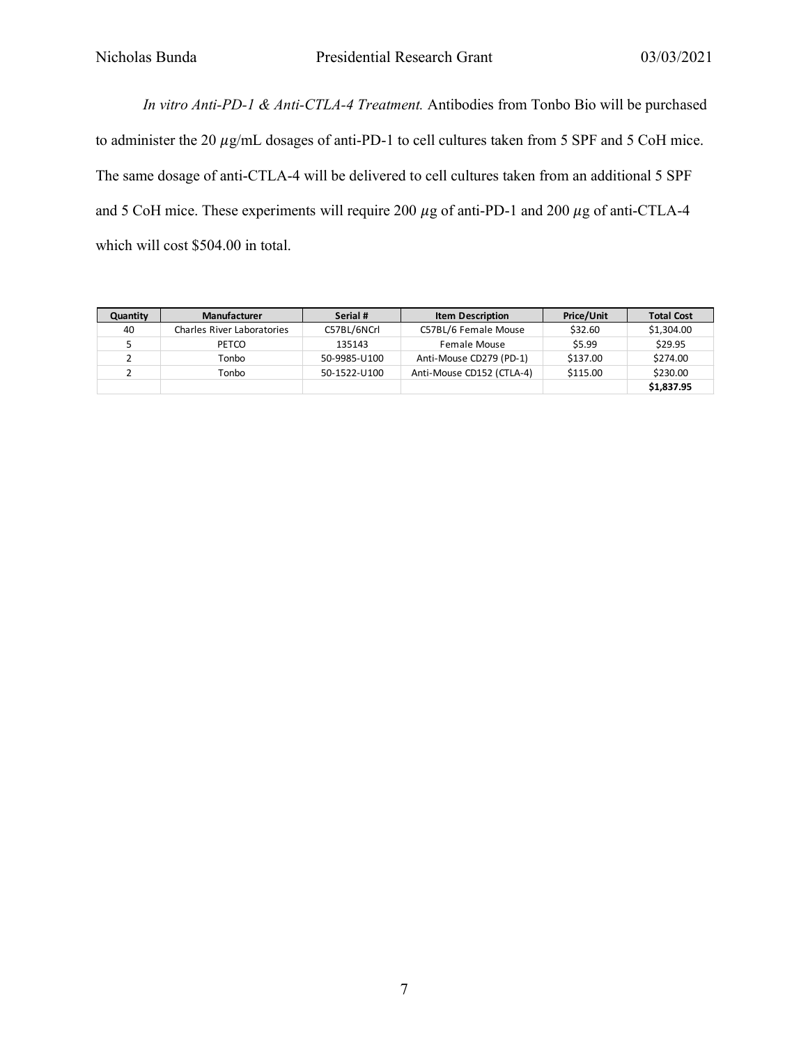*In vitro Anti-PD-1 & Anti-CTLA-4 Treatment.* Antibodies from Tonbo Bio will be purchased to administer the 20 $\mu$g/mL dosages of anti-PD-1 to cell cultures taken from 5 SPF and 5 CoH mice. The same dosage of anti-CTLA-4 will be delivered to cell cultures taken from an additional 5 SPF and 5 CoH mice. These experiments will require 200 $\mu$g of anti-PD-1 and 200 $\mu$g of anti-CTLA-4 which will cost $504.00 in total.

| Quantity | Manufacturer | Serial # | Item Description | Price/Unit | Total Cost |
|---|---|---|---|---|---|
| 40 | Charles River Laboratories | C57BL/6NCrl | C57BL/6 Female Mouse | $32.60 | $1,304.00 |
| 5 | PETCO | 135143 | Female Mouse | $5.99 | $29.95 |
| 2 | Tonbo | 50-9985-U100 | Anti-Mouse CD279 (PD-1) | $137.00 | $274.00 |
| 2 | Tonbo | 50-1522-U100 | Anti-Mouse CD152 (CTLA-4) | $115.00 | $230.00 |
| | | | | | **$1,837.95** |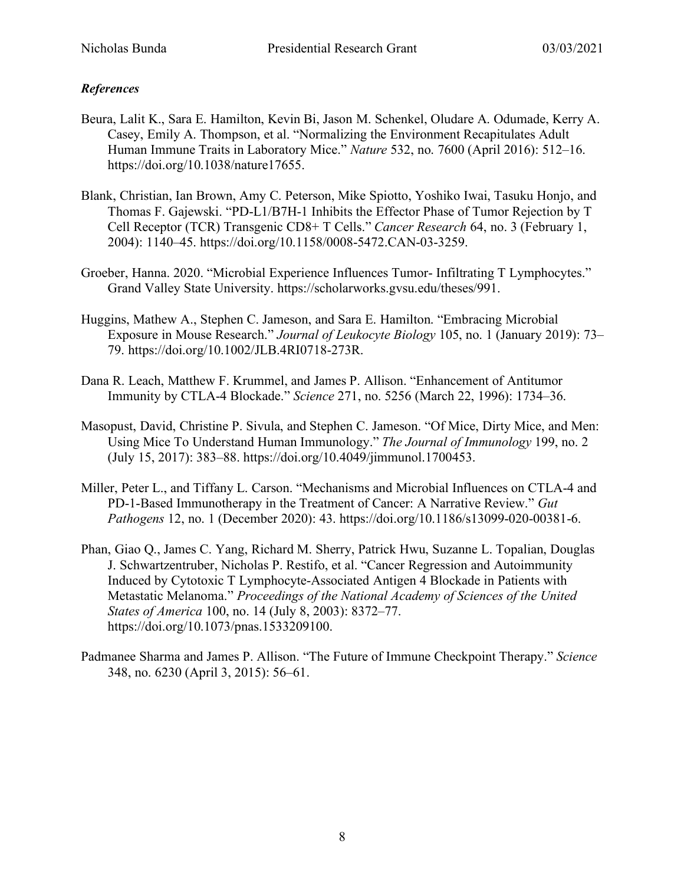### *References*

Beura, Lalit K., Sara E. Hamilton, Kevin Bi, Jason M. Schenkel, Oludare A. Odumade, Kerry A. Casey, Emily A. Thompson, et al. "Normalizing the Environment Recapitulates Adult Human Immune Traits in Laboratory Mice." *Nature* 532, no. 7600 (April 2016): 512–16. https://doi.org/10.1038/nature17655.

Blank, Christian, Ian Brown, Amy C. Peterson, Mike Spiotto, Yoshiko Iwai, Tasuku Honjo, and Thomas F. Gajewski. "PD-L1/B7H-1 Inhibits the Effector Phase of Tumor Rejection by T Cell Receptor (TCR) Transgenic CD8+ T Cells." *Cancer Research* 64, no. 3 (February 1, 2004): 1140–45. https://doi.org/10.1158/0008-5472.CAN-03-3259.

Groeber, Hanna. 2020. "Microbial Experience Influences Tumor- Infiltrating T Lymphocytes." Grand Valley State University. https://scholarworks.gvsu.edu/theses/991.

Huggins, Mathew A., Stephen C. Jameson, and Sara E. Hamilton. "Embracing Microbial Exposure in Mouse Research." *Journal of Leukocyte Biology* 105, no. 1 (January 2019): 73–79. https://doi.org/10.1002/JLB.4RI0718-273R.

Dana R. Leach, Matthew F. Krummel, and James P. Allison. "Enhancement of Antitumor Immunity by CTLA-4 Blockade." *Science* 271, no. 5256 (March 22, 1996): 1734–36.

Masopust, David, Christine P. Sivula, and Stephen C. Jameson. "Of Mice, Dirty Mice, and Men: Using Mice To Understand Human Immunology." *The Journal of Immunology* 199, no. 2 (July 15, 2017): 383–88. https://doi.org/10.4049/jimmunol.1700453.

Miller, Peter L., and Tiffany L. Carson. "Mechanisms and Microbial Influences on CTLA-4 and PD-1-Based Immunotherapy in the Treatment of Cancer: A Narrative Review." *Gut Pathogens* 12, no. 1 (December 2020): 43. https://doi.org/10.1186/s13099-020-00381-6.

Phan, Giao Q., James C. Yang, Richard M. Sherry, Patrick Hwu, Suzanne L. Topalian, Douglas J. Schwartzentruber, Nicholas P. Restifo, et al. "Cancer Regression and Autoimmunity Induced by Cytotoxic T Lymphocyte-Associated Antigen 4 Blockade in Patients with Metastatic Melanoma." *Proceedings of the National Academy of Sciences of the United States of America* 100, no. 14 (July 8, 2003): 8372–77. https://doi.org/10.1073/pnas.1533209100.

Padmanee Sharma and James P. Allison. "The Future of Immune Checkpoint Therapy." *Science* 348, no. 6230 (April 3, 2015): 56–61.